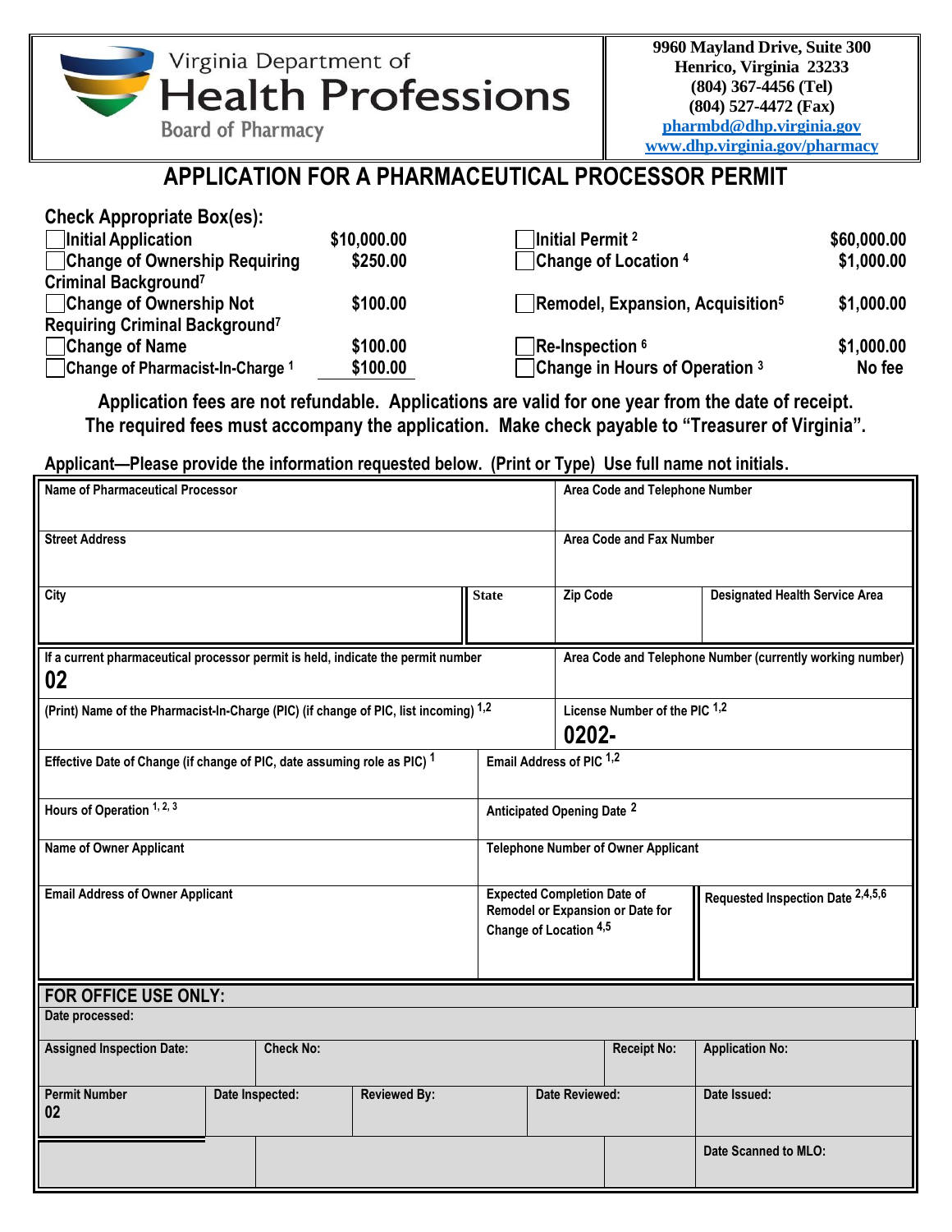Virginia Department of
Health Professions
Board of Pharmacy

9960 Mayland Drive, Suite 300
Henrico, Virginia 23233
(804) 367-4456 (Tel)
(804) 527-4472 (Fax)
pharmbd@dhp.virginia.gov
www.dhp.virginia.gov/pharmacy

# APPLICATION FOR A PHARMACEUTICAL PROCESSOR PERMIT

**Check Appropriate Box(es):**

| | | | |
|---|---|---|---|
| ☐ Initial Application | $10,000.00 | ☐ Initial Permit [2] | $60,000.00 |
| ☐ Change of Ownership Requiring Criminal Background[7] | $250.00 | ☐ Change of Location [4] | $1,000.00 |
| ☐ Change of Ownership Not Requiring Criminal Background[7] | $100.00 | ☐ Remodel, Expansion, Acquisition[5] | $1,000.00 |
| ☐ Change of Name | $100.00 | ☐ Re-Inspection [6] | $1,000.00 |
| ☐ Change of Pharmacist-In-Charge [1] | $100.00 | ☐ Change in Hours of Operation [3] | No fee |

**Application fees are not refundable. Applications are valid for one year from the date of receipt. The required fees must accompany the application. Make check payable to "Treasurer of Virginia".**

**Applicant—Please provide the information requested below. (Print or Type) Use full name not initials.**

| | | | |
|---|---|---|---|
| Name of Pharmaceutical Processor | | Area Code and Telephone Number | |
| Street Address | | Area Code and Fax Number | |
| City | State | Zip Code | Designated Health Service Area |
| If a current pharmaceutical processor permit is held, indicate the permit number **02** | | Area Code and Telephone Number (currently working number) | |
| (Print) Name of the Pharmacist-In-Charge (PIC) (if change of PIC, list incoming) [1,2] | | License Number of the PIC [1,2] **0202-** | |
| Effective Date of Change (if change of PIC, date assuming role as PIC) [1] | | Email Address of PIC [1,2] | |
| Hours of Operation [1, 2, 3] | | Anticipated Opening Date [2] | |
| Name of Owner Applicant | | Telephone Number of Owner Applicant | |
| Email Address of Owner Applicant | | Expected Completion Date of Remodel or Expansion or Date for Change of Location [4,5] | Requested Inspection Date [2,4,5,6] |

**FOR OFFICE USE ONLY:**

Date processed:

| | | | | | |
|---|---|---|---|---|---|
| Assigned Inspection Date: | Check No: | | | Receipt No: | Application No: |
| Permit Number 02 | Date Inspected: | Reviewed By: | Date Reviewed: | | Date Issued: |
| | | | | | Date Scanned to MLO: |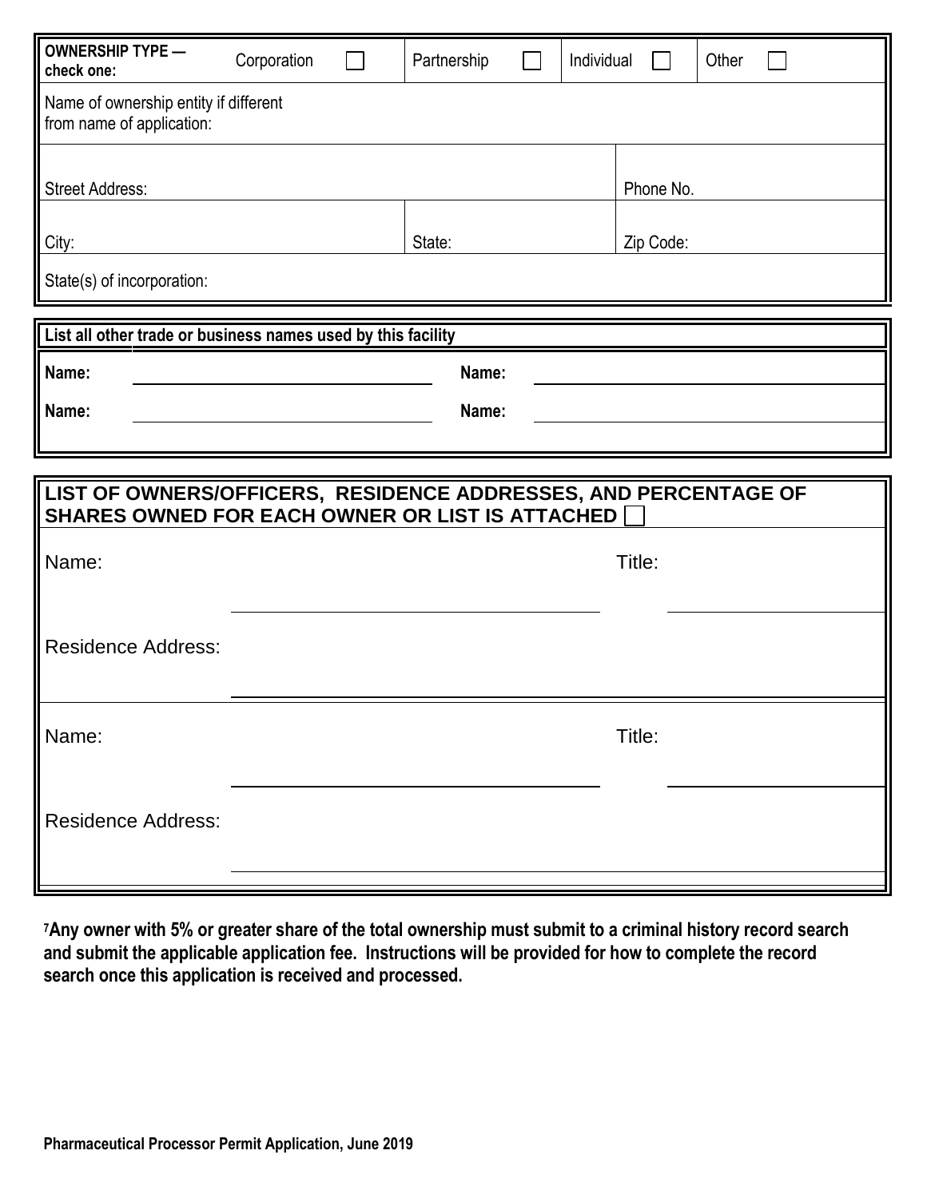| OWNERSHIP TYPE — check one: | Corporation ☐ | Partnership ☐ | Individual ☐ | Other ☐ |
| --- | --- | --- | --- | --- |
| Name of ownership entity if different from name of application: | | | | |
| Street Address: | | | Phone No. | |
| City: | | State: | Zip Code: | |
| State(s) of incorporation: | | | | |

**List all other trade or business names used by this facility**

| | | | |
| --- | --- | --- | --- |
| **Name:** | | **Name:** | |
| **Name:** | | **Name:** | |

**LIST OF OWNERS/OFFICERS, RESIDENCE ADDRESSES, AND PERCENTAGE OF SHARES OWNED FOR EACH OWNER OR LIST IS ATTACHED ☐**

| | | | |
| --- | --- | --- | --- |
| Name: | | Title: | |
| Residence Address: | | | |
| Name: | | Title: | |
| Residence Address: | | | |

**[7]Any owner with 5% or greater share of the total ownership must submit to a criminal history record search and submit the applicable application fee. Instructions will be provided for how to complete the record search once this application is received and processed.**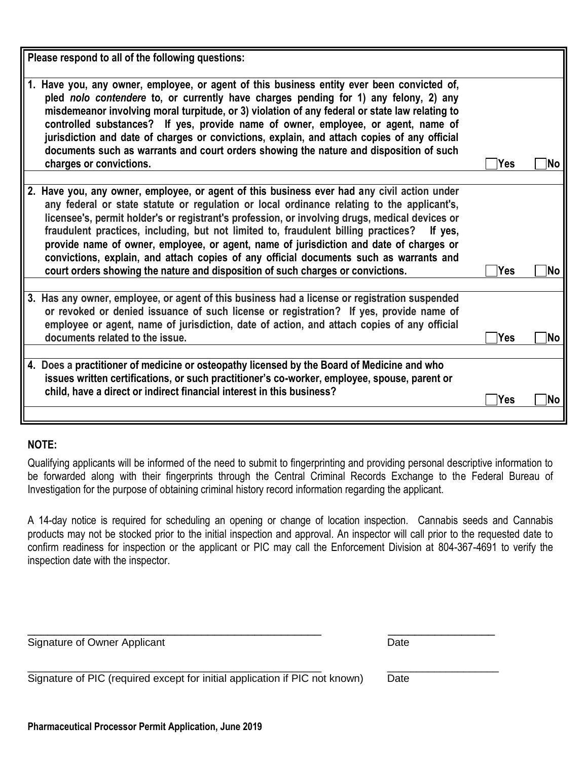| Please respond to all of the following questions: | | |
|---|---|---|
| **1. Have you, any owner, employee, or agent of this business entity ever been convicted of, pled *nolo contendere* to, or currently have charges pending for 1) any felony, 2) any misdemeanor involving moral turpitude, or 3) violation of any federal or state law relating to controlled substances? If yes, provide name of owner, employee, or agent, name of jurisdiction and date of charges or convictions, explain, and attach copies of any official documents such as warrants and court orders showing the nature and disposition of such charges or convictions.** | ☐ Yes | ☐ No |
| **2. Have you, any owner, employee, or agent of this business ever had any civil action under any federal or state statute or regulation or local ordinance relating to the applicant's, licensee's, permit holder's or registrant's profession, or involving drugs, medical devices or fraudulent practices, including, but not limited to, fraudulent billing practices? If yes, provide name of owner, employee, or agent, name of jurisdiction and date of charges or convictions, explain, and attach copies of any official documents such as warrants and court orders showing the nature and disposition of such charges or convictions.** | ☐ Yes | ☐ No |
| **3. Has any owner, employee, or agent of this business had a license or registration suspended or revoked or denied issuance of such license or registration? If yes, provide name of employee or agent, name of jurisdiction, date of action, and attach copies of any official documents related to the issue.** | ☐ Yes | ☐ No |
| **4. Does a practitioner of medicine or osteopathy licensed by the Board of Medicine and who issues written certifications, or such practitioner's co-worker, employee, spouse, parent or child, have a direct or indirect financial interest in this business?** | ☐ Yes | ☐ No |

**NOTE:**

Qualifying applicants will be informed of the need to submit to fingerprinting and providing personal descriptive information to be forwarded along with their fingerprints through the Central Criminal Records Exchange to the Federal Bureau of Investigation for the purpose of obtaining criminal history record information regarding the applicant.

A 14-day notice is required for scheduling an opening or change of location inspection. Cannabis seeds and Cannabis products may not be stocked prior to the initial inspection and approval. An inspector will call prior to the requested date to confirm readiness for inspection or the applicant or PIC may call the Enforcement Division at 804-367-4691 to verify the inspection date with the inspector.

\_\_\_\_\_\_\_\_\_\_\_\_\_\_\_\_\_\_\_\_\_\_\_\_\_\_\_\_\_\_\_\_\_\_\_\_\_\_\_\_\_\_\_\_\_\_\_\_ \_\_\_\_\_\_\_\_\_\_\_\_\_\_\_\_\_\_
Signature of Owner Applicant Date

\_\_\_\_\_\_\_\_\_\_\_\_\_\_\_\_\_\_\_\_\_\_\_\_\_\_\_\_\_\_\_\_\_\_\_\_\_\_\_\_\_\_\_\_\_\_\_\_ \_\_\_\_\_\_\_\_\_\_\_\_\_\_\_\_\_\_
Signature of PIC (required except for initial application if PIC not known) Date

**Pharmaceutical Processor Permit Application, June 2019**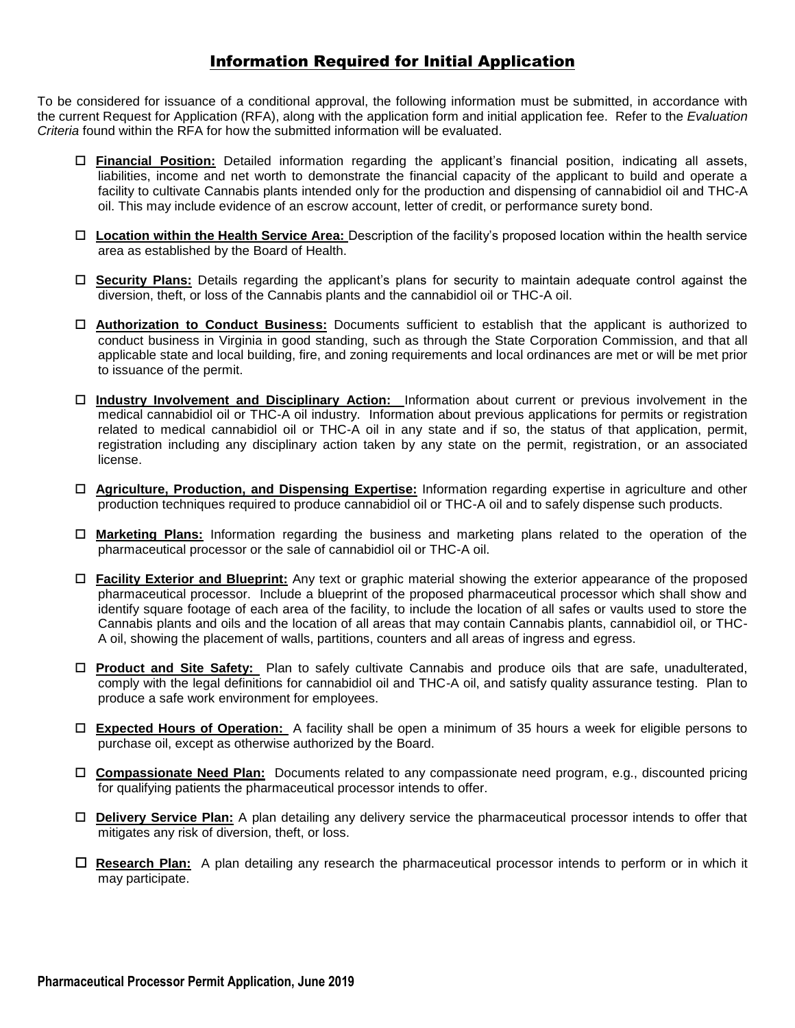# Information Required for Initial Application

To be considered for issuance of a conditional approval, the following information must be submitted, in accordance with the current Request for Application (RFA), along with the application form and initial application fee. Refer to the *Evaluation Criteria* found within the RFA for how the submitted information will be evaluated.

- ☐ **Financial Position:** Detailed information regarding the applicant's financial position, indicating all assets, liabilities, income and net worth to demonstrate the financial capacity of the applicant to build and operate a facility to cultivate Cannabis plants intended only for the production and dispensing of cannabidiol oil and THC-A oil. This may include evidence of an escrow account, letter of credit, or performance surety bond.

- ☐ **Location within the Health Service Area:** Description of the facility's proposed location within the health service area as established by the Board of Health.

- ☐ **Security Plans:** Details regarding the applicant's plans for security to maintain adequate control against the diversion, theft, or loss of the Cannabis plants and the cannabidiol oil or THC-A oil.

- ☐ **Authorization to Conduct Business:** Documents sufficient to establish that the applicant is authorized to conduct business in Virginia in good standing, such as through the State Corporation Commission, and that all applicable state and local building, fire, and zoning requirements and local ordinances are met or will be met prior to issuance of the permit.

- ☐ **Industry Involvement and Disciplinary Action:** Information about current or previous involvement in the medical cannabidiol oil or THC-A oil industry. Information about previous applications for permits or registration related to medical cannabidiol oil or THC-A oil in any state and if so, the status of that application, permit, registration including any disciplinary action taken by any state on the permit, registration, or an associated license.

- ☐ **Agriculture, Production, and Dispensing Expertise:** Information regarding expertise in agriculture and other production techniques required to produce cannabidiol oil or THC-A oil and to safely dispense such products.

- ☐ **Marketing Plans:** Information regarding the business and marketing plans related to the operation of the pharmaceutical processor or the sale of cannabidiol oil or THC-A oil.

- ☐ **Facility Exterior and Blueprint:** Any text or graphic material showing the exterior appearance of the proposed pharmaceutical processor. Include a blueprint of the proposed pharmaceutical processor which shall show and identify square footage of each area of the facility, to include the location of all safes or vaults used to store the Cannabis plants and oils and the location of all areas that may contain Cannabis plants, cannabidiol oil, or THC-A oil, showing the placement of walls, partitions, counters and all areas of ingress and egress.

- ☐ **Product and Site Safety:** Plan to safely cultivate Cannabis and produce oils that are safe, unadulterated, comply with the legal definitions for cannabidiol oil and THC-A oil, and satisfy quality assurance testing. Plan to produce a safe work environment for employees.

- ☐ **Expected Hours of Operation:** A facility shall be open a minimum of 35 hours a week for eligible persons to purchase oil, except as otherwise authorized by the Board.

- ☐ **Compassionate Need Plan:** Documents related to any compassionate need program, e.g., discounted pricing for qualifying patients the pharmaceutical processor intends to offer.

- ☐ **Delivery Service Plan:** A plan detailing any delivery service the pharmaceutical processor intends to offer that mitigates any risk of diversion, theft, or loss.

- ☐ **Research Plan:** A plan detailing any research the pharmaceutical processor intends to perform or in which it may participate.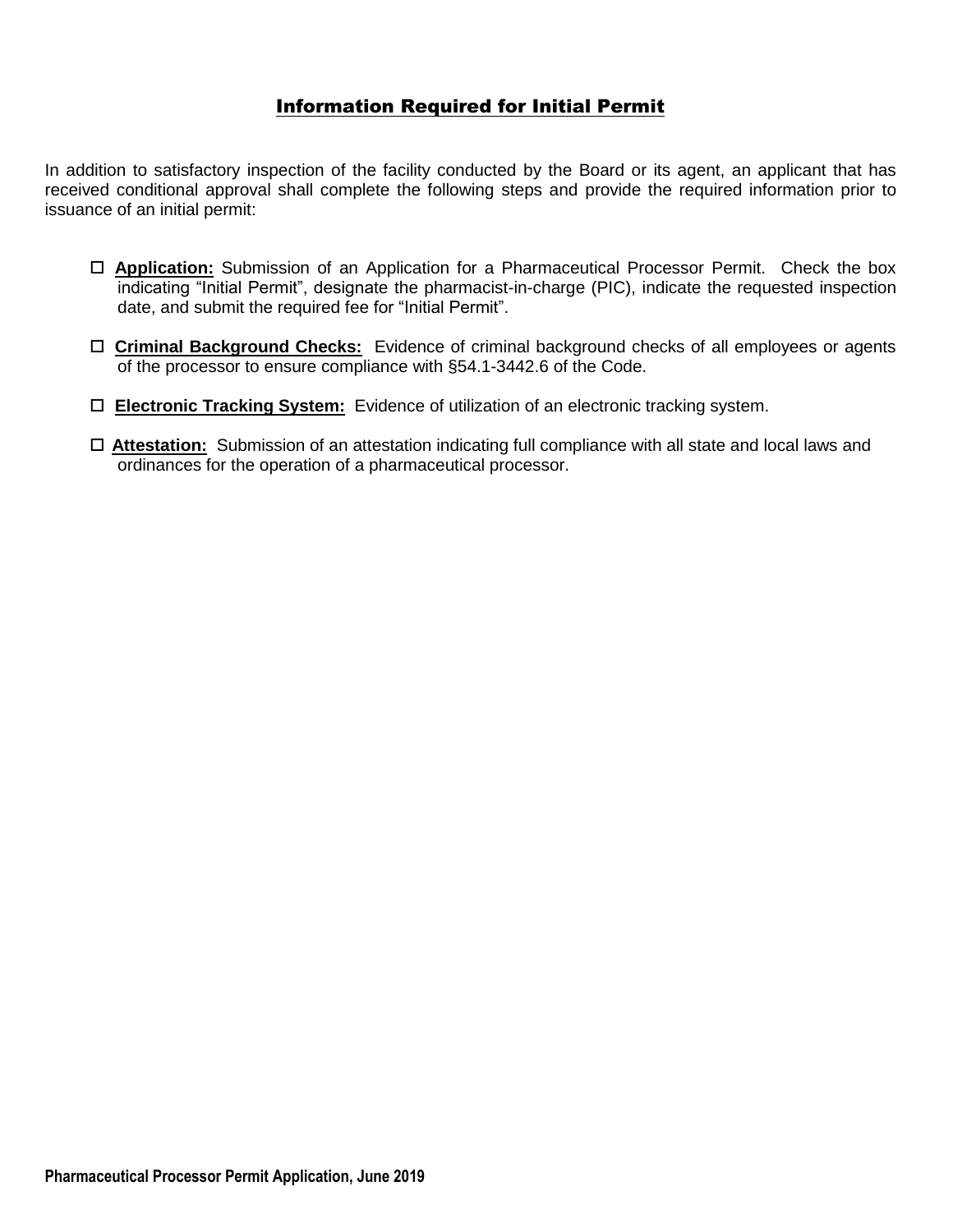# Information Required for Initial Permit

In addition to satisfactory inspection of the facility conducted by the Board or its agent, an applicant that has received conditional approval shall complete the following steps and provide the required information prior to issuance of an initial permit:

- ☐ **Application:** Submission of an Application for a Pharmaceutical Processor Permit. Check the box indicating "Initial Permit", designate the pharmacist-in-charge (PIC), indicate the requested inspection date, and submit the required fee for "Initial Permit".

- ☐ **Criminal Background Checks:** Evidence of criminal background checks of all employees or agents of the processor to ensure compliance with §54.1-3442.6 of the Code.

- ☐ **Electronic Tracking System:** Evidence of utilization of an electronic tracking system.

- ☐ **Attestation:** Submission of an attestation indicating full compliance with all state and local laws and ordinances for the operation of a pharmaceutical processor.